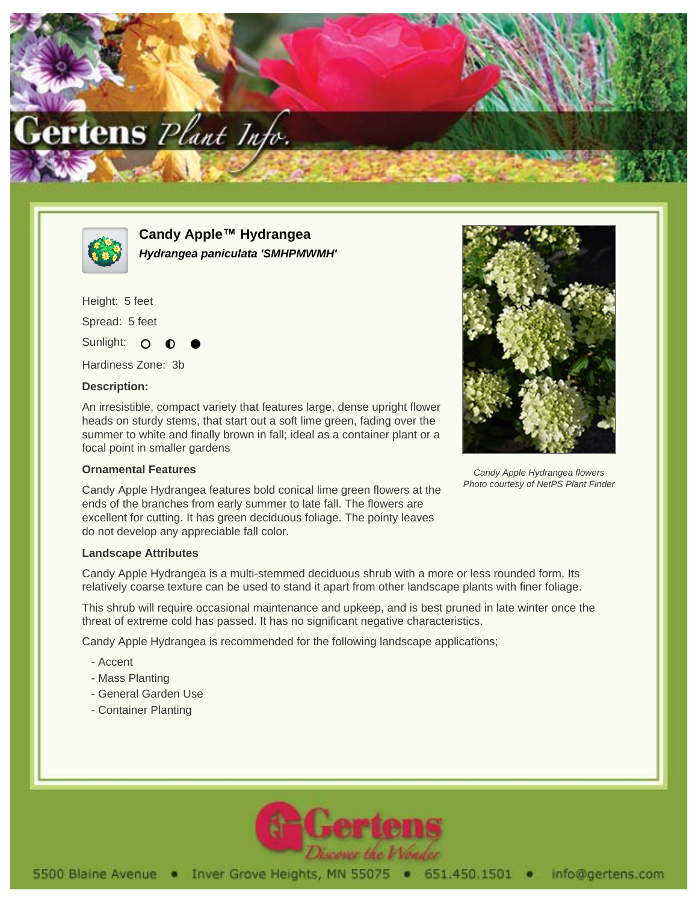# Candy Apple™ Hydrangea

***Hydrangea paniculata 'SMHPMWMH'***

Height: 5 feet

Spread: 5 feet

Sunlight: ○ ◐ ●

Hardiness Zone: 3b

### Description:

An irresistible, compact variety that features large, dense upright flower heads on sturdy stems, that start out a soft lime green, fading over the summer to white and finally brown in fall; ideal as a container plant or a focal point in smaller gardens

Candy Apple Hydrangea flowers
Photo courtesy of NetPS Plant Finder

### Ornamental Features

Candy Apple Hydrangea features bold conical lime green flowers at the ends of the branches from early summer to late fall. The flowers are excellent for cutting. It has green deciduous foliage. The pointy leaves do not develop any appreciable fall color.

### Landscape Attributes

Candy Apple Hydrangea is a multi-stemmed deciduous shrub with a more or less rounded form. Its relatively coarse texture can be used to stand it apart from other landscape plants with finer foliage.

This shrub will require occasional maintenance and upkeep, and is best pruned in late winter once the threat of extreme cold has passed. It has no significant negative characteristics.

Candy Apple Hydrangea is recommended for the following landscape applications;

- Accent
- Mass Planting
- General Garden Use
- Container Planting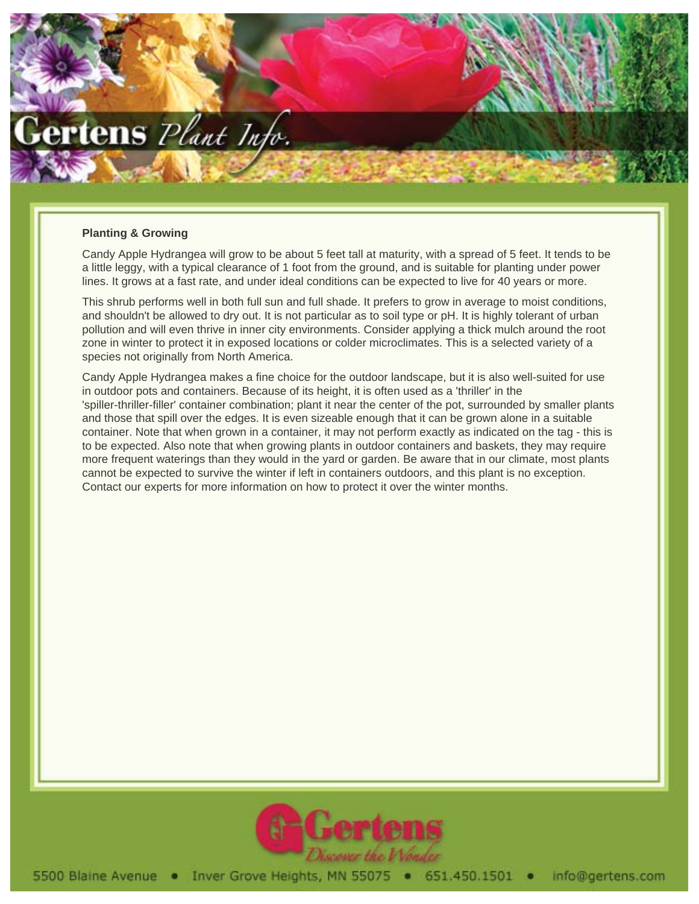### Planting & Growing

Candy Apple Hydrangea will grow to be about 5 feet tall at maturity, with a spread of 5 feet. It tends to be a little leggy, with a typical clearance of 1 foot from the ground, and is suitable for planting under power lines. It grows at a fast rate, and under ideal conditions can be expected to live for 40 years or more.

This shrub performs well in both full sun and full shade. It prefers to grow in average to moist conditions, and shouldn't be allowed to dry out. It is not particular as to soil type or pH. It is highly tolerant of urban pollution and will even thrive in inner city environments. Consider applying a thick mulch around the root zone in winter to protect it in exposed locations or colder microclimates. This is a selected variety of a species not originally from North America.

Candy Apple Hydrangea makes a fine choice for the outdoor landscape, but it is also well-suited for use in outdoor pots and containers. Because of its height, it is often used as a 'thriller' in the 'spiller-thriller-filler' container combination; plant it near the center of the pot, surrounded by smaller plants and those that spill over the edges. It is even sizeable enough that it can be grown alone in a suitable container. Note that when grown in a container, it may not perform exactly as indicated on the tag - this is to be expected. Also note that when growing plants in outdoor containers and baskets, they may require more frequent waterings than they would in the yard or garden. Be aware that in our climate, most plants cannot be expected to survive the winter if left in containers outdoors, and this plant is no exception. Contact our experts for more information on how to protect it over the winter months.